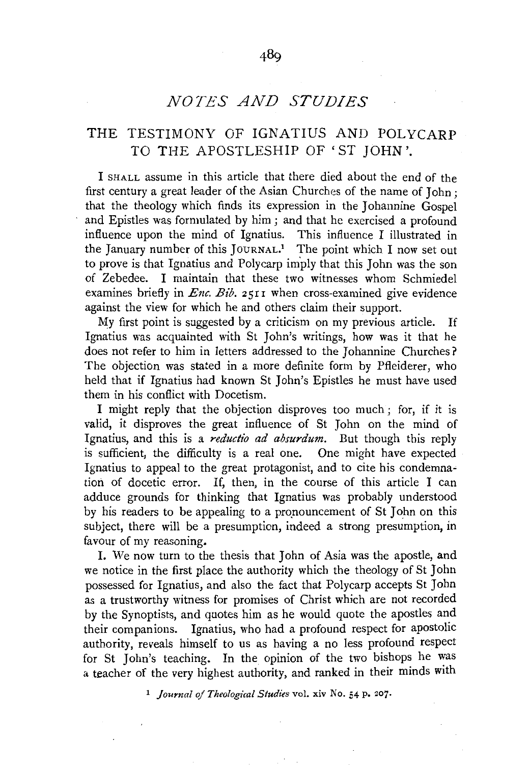## NOTES AND STUDIES

### THE TESTIMONY OF IGNATIUS AND POLYCARP TO THE APOSTLESHIP OF 'ST JOHN'.

I SHALL assume in this article that there died about the end of the first century a great leader of the Asian Churches of the name of John; that the theology which finds its expression in the Johannine Gospel and Epistles was formulated by him; and that he exercised a profound influence upon the mind of Ignatius. This influence I illustrated in the January number of this JOURNAL.[1] The point which I now set out to prove is that Ignatius and Polycarp imply that this John was the son of Zebedee. I maintain that these two witnesses whom Schmiedel examines briefly in *Enc. Bib.* 2511 when cross-examined give evidence against the view for which he and others claim their support.

My first point is suggested by a criticism on my previous article. If Ignatius was acquainted with St John's writings, how was it that he does not refer to him in letters addressed to the Johannine Churches? The objection was stated in a more definite form by Pfleiderer, who held that if Ignatius had known St John's Epistles he must have used them in his conflict with Docetism.

I might reply that the objection disproves too much; for, if it is valid, it disproves the great influence of St John on the mind of Ignatius, and this is a *reductio ad absurdum*. But though this reply is sufficient, the difficulty is a real one. One might have expected Ignatius to appeal to the great protagonist, and to cite his condemnation of docetic error. If, then, in the course of this article I can adduce grounds for thinking that Ignatius was probably understood by his readers to be appealing to a pronouncement of St John on this subject, there will be a presumption, indeed a strong presumption, in favour of my reasoning.

I. We now turn to the thesis that John of Asia was the apostle, and we notice in the first place the authority which the theology of St John possessed for Ignatius, and also the fact that Polycarp accepts St John as a trustworthy witness for promises of Christ which are not recorded by the Synoptists, and quotes him as he would quote the apostles and their companions. Ignatius, who had a profound respect for apostolic authority, reveals himself to us as having a no less profound respect for St John's teaching. In the opinion of the two bishops he was a teacher of the very highest authority, and ranked in their minds with

[1] *Journal of Theological Studies* vol. xiv No. 54 p. 207.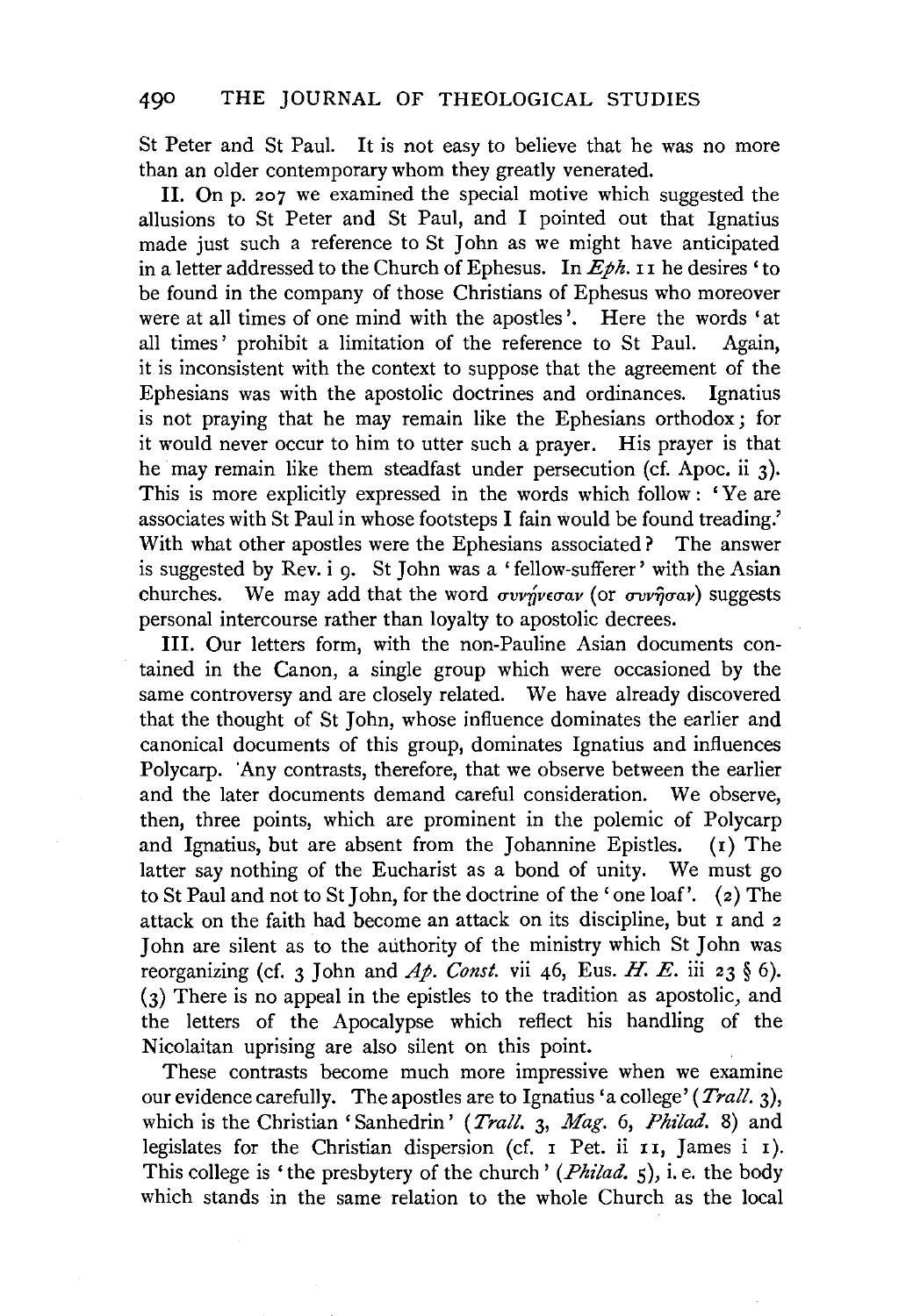St Peter and St Paul. It is not easy to believe that he was no more than an older contemporary whom they greatly venerated.

II. On p. 207 we examined the special motive which suggested the allusions to St Peter and St Paul, and I pointed out that Ignatius made just such a reference to St John as we might have anticipated in a letter addressed to the Church of Ephesus. In *Eph.* 11 he desires 'to be found in the company of those Christians of Ephesus who moreover were at all times of one mind with the apostles'. Here the words 'at all times' prohibit a limitation of the reference to St Paul. Again, it is inconsistent with the context to suppose that the agreement of the Ephesians was with the apostolic doctrines and ordinances. Ignatius is not praying that he may remain like the Ephesians orthodox; for it would never occur to him to utter such a prayer. His prayer is that he may remain like them steadfast under persecution (cf. Apoc. ii 3). This is more explicitly expressed in the words which follow: 'Ye are associates with St Paul in whose footsteps I fain would be found treading.' With what other apostles were the Ephesians associated? The answer is suggested by Rev. i 9. St John was a 'fellow-sufferer' with the Asian churches. We may add that the word συνήνεσαν (or συνῆσαν) suggests personal intercourse rather than loyalty to apostolic decrees.

III. Our letters form, with the non-Pauline Asian documents contained in the Canon, a single group which were occasioned by the same controversy and are closely related. We have already discovered that the thought of St John, whose influence dominates the earlier and canonical documents of this group, dominates Ignatius and influences Polycarp. Any contrasts, therefore, that we observe between the earlier and the later documents demand careful consideration. We observe, then, three points, which are prominent in the polemic of Polycarp and Ignatius, but are absent from the Johannine Epistles. (1) The latter say nothing of the Eucharist as a bond of unity. We must go to St Paul and not to St John, for the doctrine of the 'one loaf'. (2) The attack on the faith had become an attack on its discipline, but 1 and 2 John are silent as to the authority of the ministry which St John was reorganizing (cf. 3 John and *Ap. Const.* vii 46, Eus. *H. E.* iii 23 § 6). (3) There is no appeal in the epistles to the tradition as apostolic, and the letters of the Apocalypse which reflect his handling of the Nicolaitan uprising are also silent on this point.

These contrasts become much more impressive when we examine our evidence carefully. The apostles are to Ignatius 'a college' (*Trall.* 3), which is the Christian 'Sanhedrin' (*Trall.* 3, *Mag.* 6, *Philad.* 8) and legislates for the Christian dispersion (cf. 1 Pet. ii 11, James i 1). This college is 'the presbytery of the church' (*Philad.* 5), i. e. the body which stands in the same relation to the whole Church as the local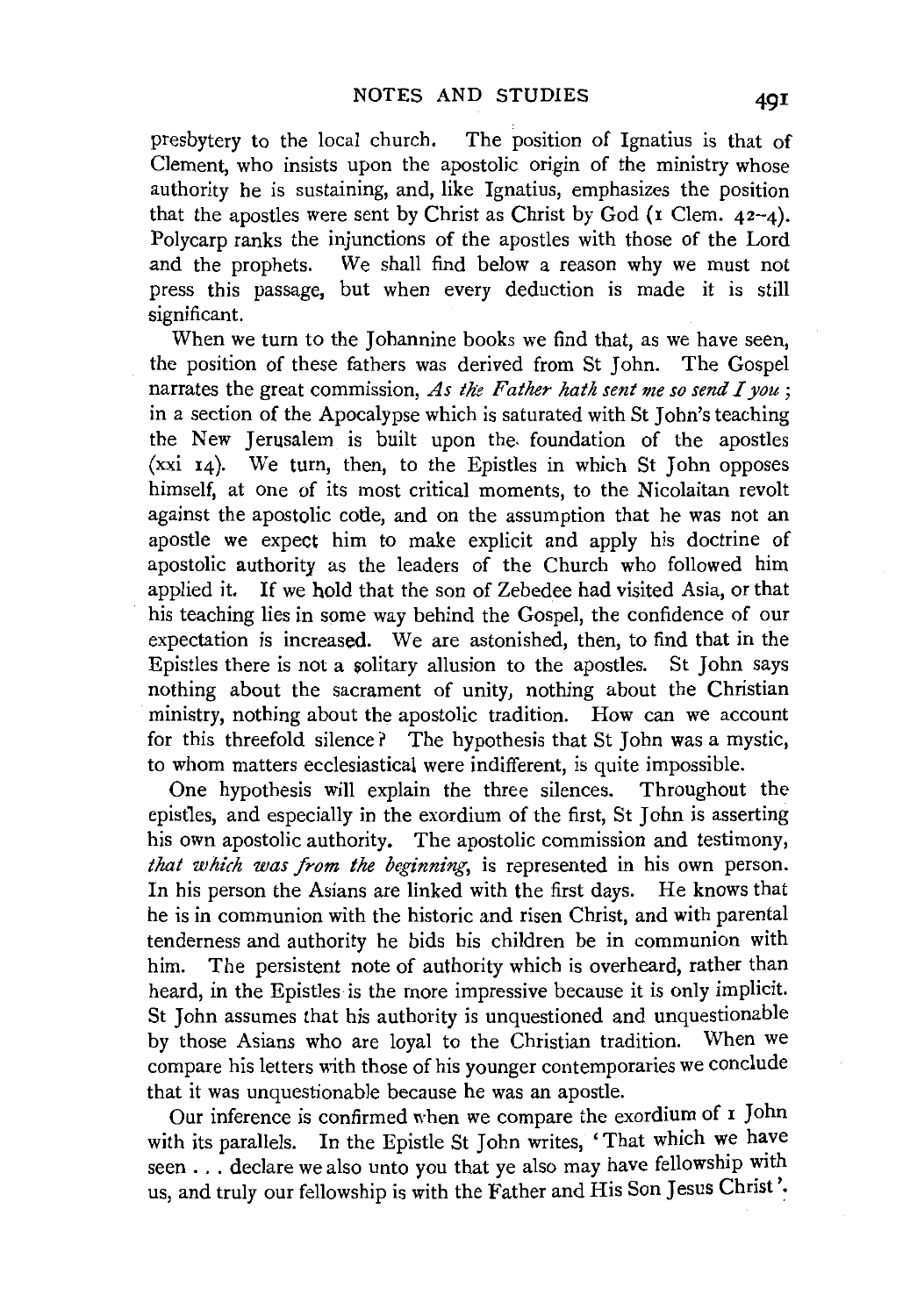presbytery to the local church. The position of Ignatius is that of Clement, who insists upon the apostolic origin of the ministry whose authority he is sustaining, and, like Ignatius, emphasizes the position that the apostles were sent by Christ as Christ by God (1 Clem. 42–4). Polycarp ranks the injunctions of the apostles with those of the Lord and the prophets. We shall find below a reason why we must not press this passage, but when every deduction is made it is still significant.

When we turn to the Johannine books we find that, as we have seen, the position of these fathers was derived from St John. The Gospel narrates the great commission, *As the Father hath sent me so send I you*; in a section of the Apocalypse which is saturated with St John's teaching the New Jerusalem is built upon the foundation of the apostles (xxi 14). We turn, then, to the Epistles in which St John opposes himself, at one of its most critical moments, to the Nicolaitan revolt against the apostolic code, and on the assumption that he was not an apostle we expect him to make explicit and apply his doctrine of apostolic authority as the leaders of the Church who followed him applied it. If we hold that the son of Zebedee had visited Asia, or that his teaching lies in some way behind the Gospel, the confidence of our expectation is increased. We are astonished, then, to find that in the Epistles there is not a solitary allusion to the apostles. St John says nothing about the sacrament of unity, nothing about the Christian ministry, nothing about the apostolic tradition. How can we account for this threefold silence? The hypothesis that St John was a mystic, to whom matters ecclesiastical were indifferent, is quite impossible.

One hypothesis will explain the three silences. Throughout the epistles, and especially in the exordium of the first, St John is asserting his own apostolic authority. The apostolic commission and testimony, *that which was from the beginning*, is represented in his own person. In his person the Asians are linked with the first days. He knows that he is in communion with the historic and risen Christ, and with parental tenderness and authority he bids his children be in communion with him. The persistent note of authority which is overheard, rather than heard, in the Epistles is the more impressive because it is only implicit. St John assumes that his authority is unquestioned and unquestionable by those Asians who are loyal to the Christian tradition. When we compare his letters with those of his younger contemporaries we conclude that it was unquestionable because he was an apostle.

Our inference is confirmed when we compare the exordium of 1 John with its parallels. In the Epistle St John writes, 'That which we have seen . . . declare we also unto you that ye also may have fellowship with us, and truly our fellowship is with the Father and His Son Jesus Christ'.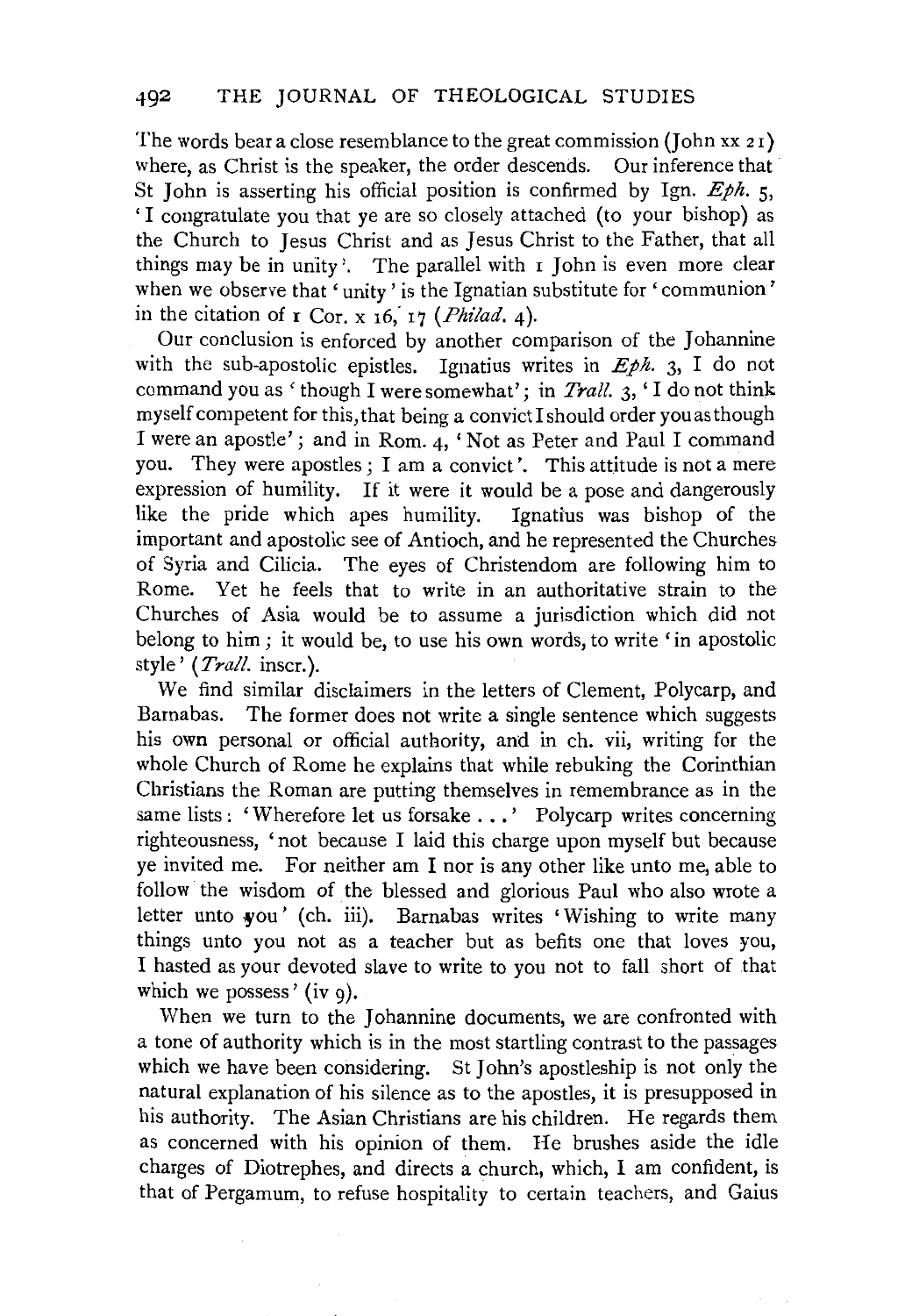The words bear a close resemblance to the great commission (John xx 21) where, as Christ is the speaker, the order descends. Our inference that St John is asserting his official position is confirmed by Ign. *Eph.* 5, 'I congratulate you that ye are so closely attached (to your bishop) as the Church to Jesus Christ and as Jesus Christ to the Father, that all things may be in unity'. The parallel with 1 John is even more clear when we observe that 'unity' is the Ignatian substitute for 'communion' in the citation of 1 Cor. x 16, 17 (*Philad.* 4).

Our conclusion is enforced by another comparison of the Johannine with the sub-apostolic epistles. Ignatius writes in *Eph.* 3, I do not command you as 'though I were somewhat'; in *Trall.* 3, 'I do not think myself competent for this, that being a convict I should order you as though I were an apostle'; and in Rom. 4, 'Not as Peter and Paul I command you. They were apostles; I am a convict'. This attitude is not a mere expression of humility. If it were it would be a pose and dangerously like the pride which apes humility. Ignatius was bishop of the important and apostolic see of Antioch, and he represented the Churches of Syria and Cilicia. The eyes of Christendom are following him to Rome. Yet he feels that to write in an authoritative strain to the Churches of Asia would be to assume a jurisdiction which did not belong to him; it would be, to use his own words, to write 'in apostolic style' (*Trall.* inscr.).

We find similar disclaimers in the letters of Clement, Polycarp, and Barnabas. The former does not write a single sentence which suggests his own personal or official authority, and in ch. vii, writing for the whole Church of Rome he explains that while rebuking the Corinthian Christians the Roman are putting themselves in remembrance as in the same lists: 'Wherefore let us forsake ...' Polycarp writes concerning righteousness, 'not because I laid this charge upon myself but because ye invited me. For neither am I nor is any other like unto me, able to follow the wisdom of the blessed and glorious Paul who also wrote a letter unto you' (ch. iii). Barnabas writes 'Wishing to write many things unto you not as a teacher but as befits one that loves you, I hasted as your devoted slave to write to you not to fall short of that which we possess' (iv 9).

When we turn to the Johannine documents, we are confronted with a tone of authority which is in the most startling contrast to the passages which we have been considering. St John's apostleship is not only the natural explanation of his silence as to the apostles, it is presupposed in his authority. The Asian Christians are his children. He regards them as concerned with his opinion of them. He brushes aside the idle charges of Diotrephes, and directs a church, which, I am confident, is that of Pergamum, to refuse hospitality to certain teachers, and Gaius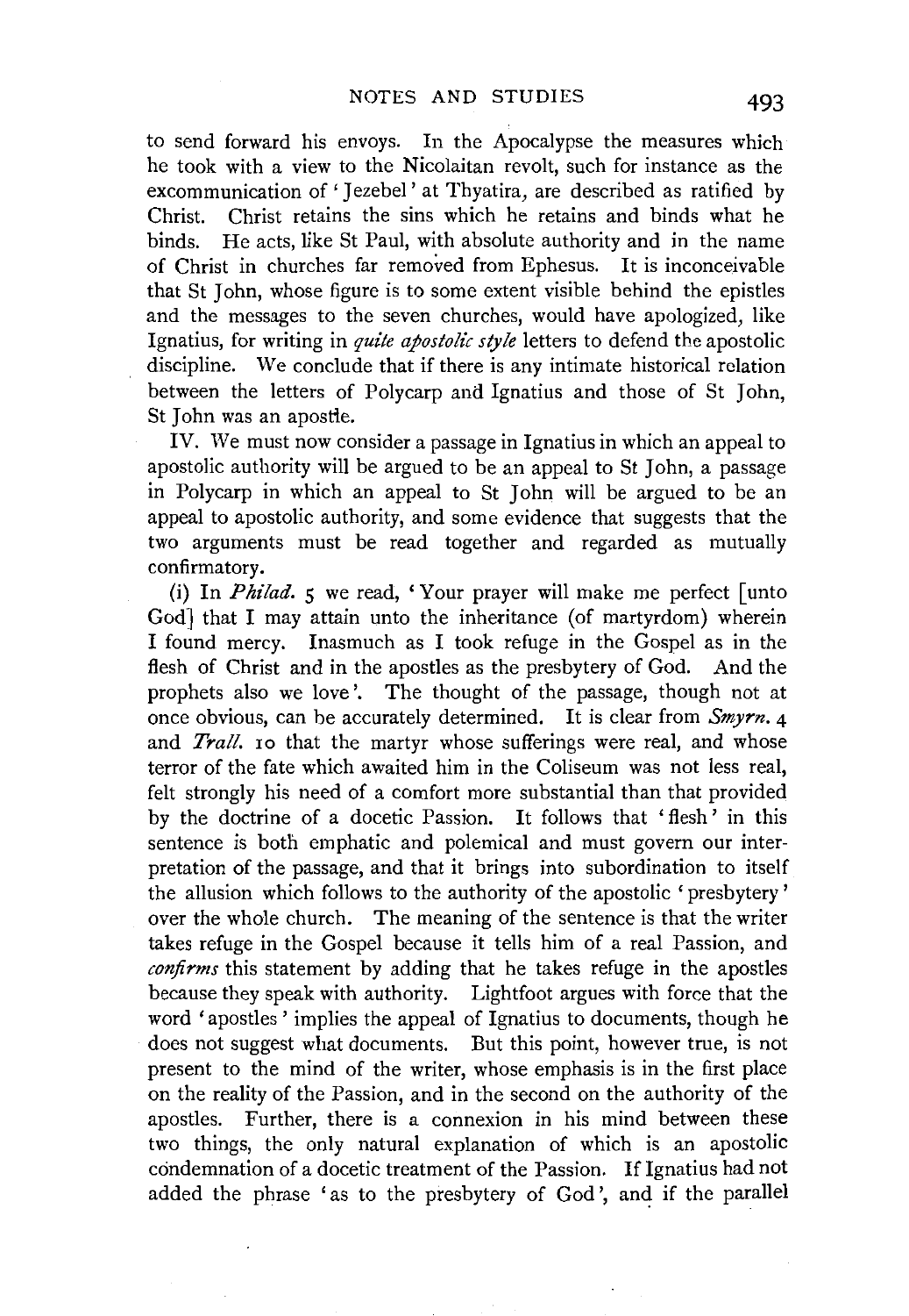to send forward his envoys. In the Apocalypse the measures which he took with a view to the Nicolaitan revolt, such for instance as the excommunication of 'Jezebel' at Thyatira, are described as ratified by Christ. Christ retains the sins which he retains and binds what he binds. He acts, like St Paul, with absolute authority and in the name of Christ in churches far removed from Ephesus. It is inconceivable that St John, whose figure is to some extent visible behind the epistles and the messages to the seven churches, would have apologized, like Ignatius, for writing in *quite apostolic style* letters to defend the apostolic discipline. We conclude that if there is any intimate historical relation between the letters of Polycarp and Ignatius and those of St John, St John was an apostle.

IV. We must now consider a passage in Ignatius in which an appeal to apostolic authority will be argued to be an appeal to St John, a passage in Polycarp in which an appeal to St John will be argued to be an appeal to apostolic authority, and some evidence that suggests that the two arguments must be read together and regarded as mutually confirmatory.

(i) In *Philad.* 5 we read, 'Your prayer will make me perfect [unto God] that I may attain unto the inheritance (of martyrdom) wherein I found mercy. Inasmuch as I took refuge in the Gospel as in the flesh of Christ and in the apostles as the presbytery of God. And the prophets also we love'. The thought of the passage, though not at once obvious, can be accurately determined. It is clear from *Smyrn.* 4 and *Trall.* 10 that the martyr whose sufferings were real, and whose terror of the fate which awaited him in the Coliseum was not less real, felt strongly his need of a comfort more substantial than that provided by the doctrine of a docetic Passion. It follows that 'flesh' in this sentence is both emphatic and polemical and must govern our interpretation of the passage, and that it brings into subordination to itself the allusion which follows to the authority of the apostolic 'presbytery' over the whole church. The meaning of the sentence is that the writer takes refuge in the Gospel because it tells him of a real Passion, and *confirms* this statement by adding that he takes refuge in the apostles because they speak with authority. Lightfoot argues with force that the word 'apostles' implies the appeal of Ignatius to documents, though he does not suggest what documents. But this point, however true, is not present to the mind of the writer, whose emphasis is in the first place on the reality of the Passion, and in the second on the authority of the apostles. Further, there is a connexion in his mind between these two things, the only natural explanation of which is an apostolic condemnation of a docetic treatment of the Passion. If Ignatius had not added the phrase 'as to the presbytery of God', and if the parallel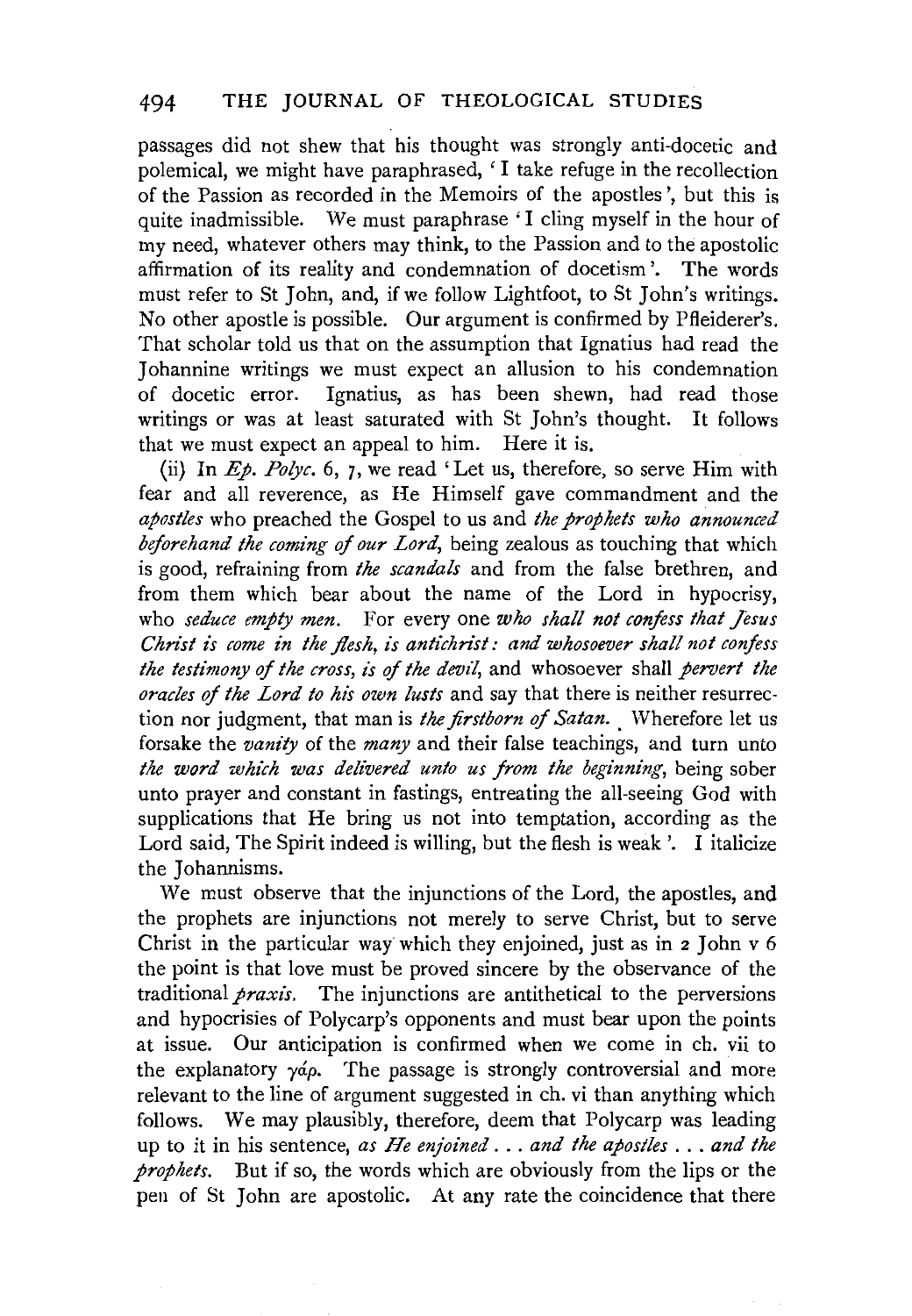passages did not shew that his thought was strongly anti-docetic and polemical, we might have paraphrased, 'I take refuge in the recollection of the Passion as recorded in the Memoirs of the apostles', but this is quite inadmissible. We must paraphrase 'I cling myself in the hour of my need, whatever others may think, to the Passion and to the apostolic affirmation of its reality and condemnation of docetism'. The words must refer to St John, and, if we follow Lightfoot, to St John's writings. No other apostle is possible. Our argument is confirmed by Pfleiderer's. That scholar told us that on the assumption that Ignatius had read the Johannine writings we must expect an allusion to his condemnation of docetic error. Ignatius, as has been shewn, had read those writings or was at least saturated with St John's thought. It follows that we must expect an appeal to him. Here it is.

(ii) In *Ep. Polyc.* 6, 7, we read 'Let us, therefore, so serve Him with fear and all reverence, as He Himself gave commandment and the *apostles* who preached the Gospel to us and *the prophets who announced beforehand the coming of our Lord*, being zealous as touching that which is good, refraining from *the scandals* and from the false brethren, and from them which bear about the name of the Lord in hypocrisy, who *seduce empty men*. For every one *who shall not confess that Jesus Christ is come in the flesh, is antichrist: and whosoever shall not confess the testimony of the cross, is of the devil*, and whosoever shall *pervert the oracles of the Lord to his own lusts* and say that there is neither resurrection nor judgment, that man is *the firstborn of Satan*. Wherefore let us forsake the *vanity* of the *many* and their false teachings, and turn unto *the word which was delivered unto us from the beginning*, being sober unto prayer and constant in fastings, entreating the all-seeing God with supplications that He bring us not into temptation, according as the Lord said, The Spirit indeed is willing, but the flesh is weak'. I italicize the Johannisms.

We must observe that the injunctions of the Lord, the apostles, and the prophets are injunctions not merely to serve Christ, but to serve Christ in the particular way which they enjoined, just as in 2 John v 6 the point is that love must be proved sincere by the observance of the traditional *praxis*. The injunctions are antithetical to the perversions and hypocrisies of Polycarp's opponents and must bear upon the points at issue. Our anticipation is confirmed when we come in ch. vii to the explanatory γάρ. The passage is strongly controversial and more relevant to the line of argument suggested in ch. vi than anything which follows. We may plausibly, therefore, deem that Polycarp was leading up to it in his sentence, *as He enjoined ... and the apostles ... and the prophets*. But if so, the words which are obviously from the lips or the pen of St John are apostolic. At any rate the coincidence that there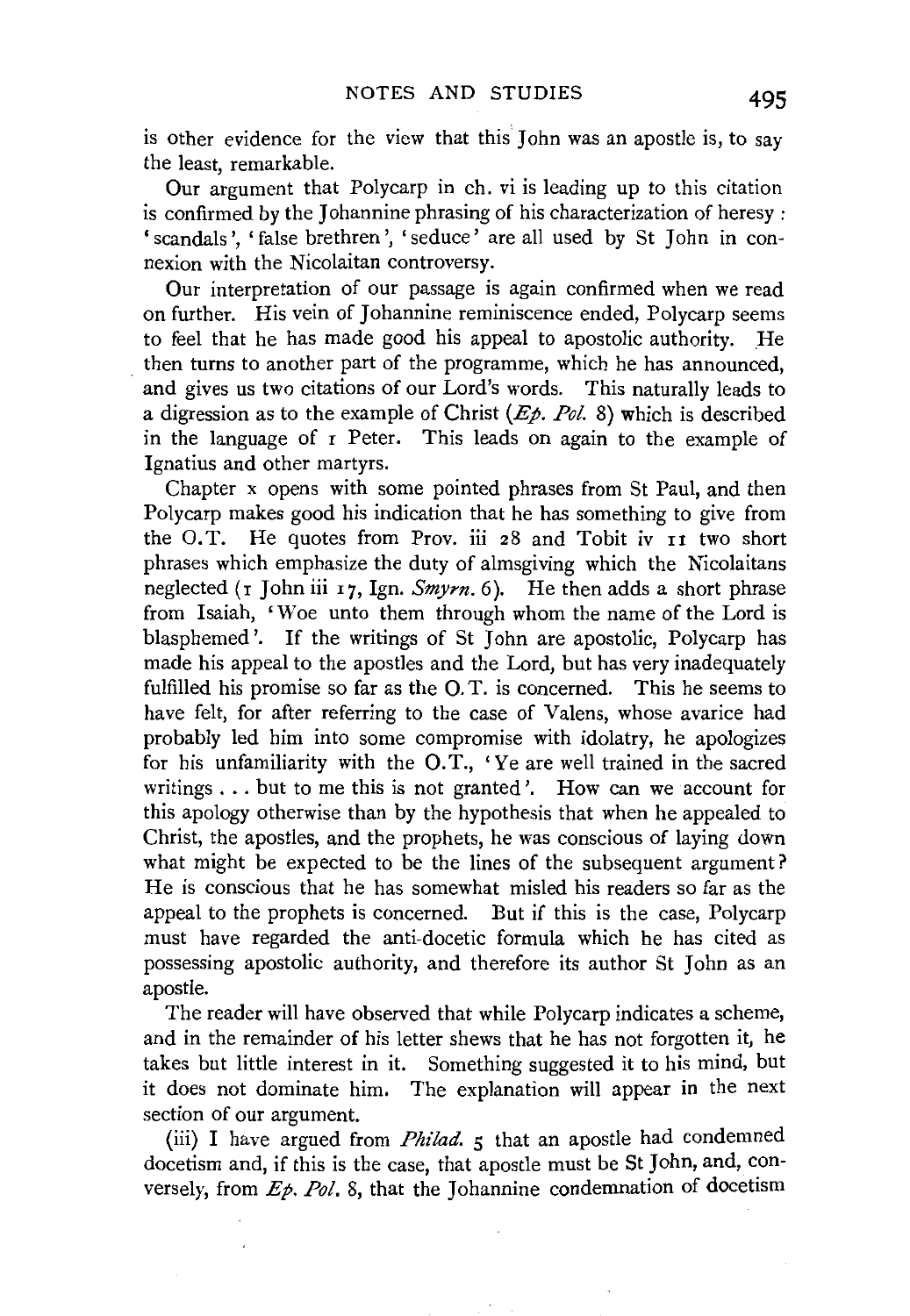is other evidence for the view that this John was an apostle is, to say the least, remarkable.

Our argument that Polycarp in ch. vi is leading up to this citation is confirmed by the Johannine phrasing of his characterization of heresy: 'scandals', 'false brethren', 'seduce' are all used by St John in connexion with the Nicolaitan controversy.

Our interpretation of our passage is again confirmed when we read on further. His vein of Johannine reminiscence ended, Polycarp seems to feel that he has made good his appeal to apostolic authority. He then turns to another part of the programme, which he has announced, and gives us two citations of our Lord's words. This naturally leads to a digression as to the example of Christ (*Ep. Pol.* 8) which is described in the language of 1 Peter. This leads on again to the example of Ignatius and other martyrs.

Chapter x opens with some pointed phrases from St Paul, and then Polycarp makes good his indication that he has something to give from the O.T. He quotes from Prov. iii 28 and Tobit iv 11 two short phrases which emphasize the duty of almsgiving which the Nicolaitans neglected (1 John iii 17, Ign. *Smyrn.* 6). He then adds a short phrase from Isaiah, 'Woe unto them through whom the name of the Lord is blasphemed'. If the writings of St John are apostolic, Polycarp has made his appeal to the apostles and the Lord, but has very inadequately fulfilled his promise so far as the O.T. is concerned. This he seems to have felt, for after referring to the case of Valens, whose avarice had probably led him into some compromise with idolatry, he apologizes for his unfamiliarity with the O.T., 'Ye are well trained in the sacred writings . . . but to me this is not granted'. How can we account for this apology otherwise than by the hypothesis that when he appealed to Christ, the apostles, and the prophets, he was conscious of laying down what might be expected to be the lines of the subsequent argument? He is conscious that he has somewhat misled his readers so far as the appeal to the prophets is concerned. But if this is the case, Polycarp must have regarded the anti-docetic formula which he has cited as possessing apostolic authority, and therefore its author St John as an apostle.

The reader will have observed that while Polycarp indicates a scheme, and in the remainder of his letter shews that he has not forgotten it, he takes but little interest in it. Something suggested it to his mind, but it does not dominate him. The explanation will appear in the next section of our argument.

(iii) I have argued from *Philad.* 5 that an apostle had condemned docetism and, if this is the case, that apostle must be St John, and, conversely, from *Ep. Pol.* 8, that the Johannine condemnation of docetism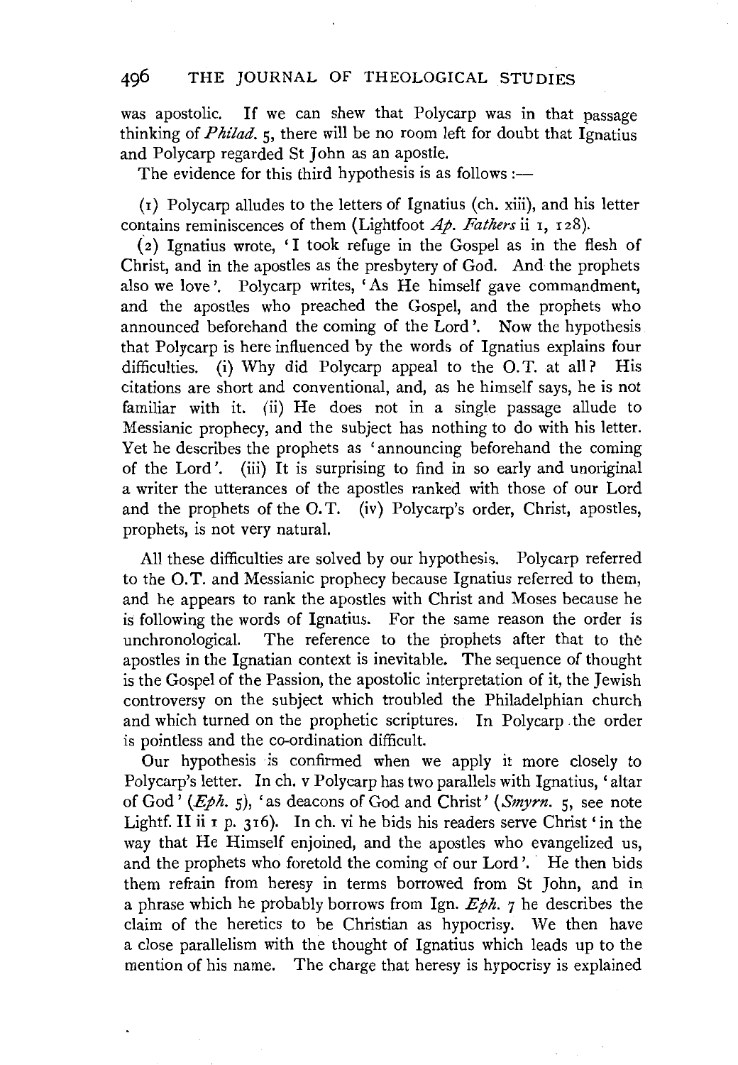was apostolic. If we can shew that Polycarp was in that passage thinking of *Philad.* 5, there will be no room left for doubt that Ignatius and Polycarp regarded St John as an apostle.

The evidence for this third hypothesis is as follows :—

(1) Polycarp alludes to the letters of Ignatius (ch. xiii), and his letter contains reminiscences of them (Lightfoot *Ap. Fathers* ii 1, 128).

(2) Ignatius wrote, 'I took refuge in the Gospel as in the flesh of Christ, and in the apostles as the presbytery of God. And the prophets also we love'. Polycarp writes, 'As He himself gave commandment, and the apostles who preached the Gospel, and the prophets who announced beforehand the coming of the Lord'. Now the hypothesis that Polycarp is here influenced by the words of Ignatius explains four difficulties. (i) Why did Polycarp appeal to the O.T. at all? His citations are short and conventional, and, as he himself says, he is not familiar with it. (ii) He does not in a single passage allude to Messianic prophecy, and the subject has nothing to do with his letter. Yet he describes the prophets as 'announcing beforehand the coming of the Lord'. (iii) It is surprising to find in so early and unoriginal a writer the utterances of the apostles ranked with those of our Lord and the prophets of the O.T. (iv) Polycarp's order, Christ, apostles, prophets, is not very natural.

All these difficulties are solved by our hypothesis. Polycarp referred to the O.T. and Messianic prophecy because Ignatius referred to them, and he appears to rank the apostles with Christ and Moses because he is following the words of Ignatius. For the same reason the order is unchronological. The reference to the prophets after that to the apostles in the Ignatian context is inevitable. The sequence of thought is the Gospel of the Passion, the apostolic interpretation of it, the Jewish controversy on the subject which troubled the Philadelphian church and which turned on the prophetic scriptures. In Polycarp the order is pointless and the co-ordination difficult.

Our hypothesis is confirmed when we apply it more closely to Polycarp's letter. In ch. v Polycarp has two parallels with Ignatius, 'altar of God' (*Eph.* 5), 'as deacons of God and Christ' (*Smyrn.* 5, see note Lightf. II ii 1 p. 316). In ch. vi he bids his readers serve Christ 'in the way that He Himself enjoined, and the apostles who evangelized us, and the prophets who foretold the coming of our Lord'. He then bids them refrain from heresy in terms borrowed from St John, and in a phrase which he probably borrows from Ign. *Eph.* 7 he describes the claim of the heretics to be Christian as hypocrisy. We then have a close parallelism with the thought of Ignatius which leads up to the mention of his name. The charge that heresy is hypocrisy is explained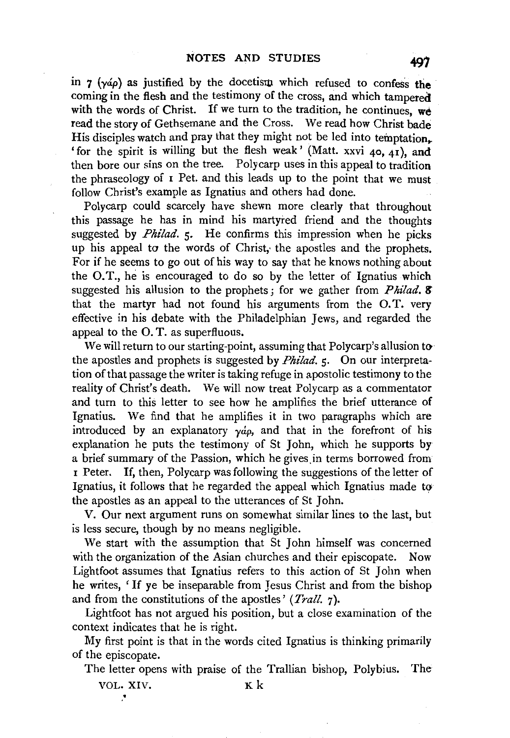in 7 (γάρ) as justified by the docetism which refused to confess the coming in the flesh and the testimony of the cross, and which tampered with the words of Christ. If we turn to the tradition, he continues, we read the story of Gethsemane and the Cross. We read how Christ bade His disciples watch and pray that they might not be led into temptation, 'for the spirit is willing but the flesh weak' (Matt. xxvi 40, 41), and then bore our sins on the tree. Polycarp uses in this appeal to tradition the phraseology of 1 Pet. and this leads up to the point that we must follow Christ's example as Ignatius and others had done.

Polycarp could scarcely have shewn more clearly that throughout this passage he has in mind his martyred friend and the thoughts suggested by *Philad.* 5. He confirms this impression when he picks up his appeal to the words of Christ, the apostles and the prophets. For if he seems to go out of his way to say that he knows nothing about the O.T., he is encouraged to do so by the letter of Ignatius which suggested his allusion to the prophets; for we gather from *Philad.* 8 that the martyr had not found his arguments from the O.T. very effective in his debate with the Philadelphian Jews, and regarded the appeal to the O.T. as superfluous.

We will return to our starting-point, assuming that Polycarp's allusion to the apostles and prophets is suggested by *Philad.* 5. On our interpretation of that passage the writer is taking refuge in apostolic testimony to the reality of Christ's death. We will now treat Polycarp as a commentator and turn to this letter to see how he amplifies the brief utterance of Ignatius. We find that he amplifies it in two paragraphs which are introduced by an explanatory γάρ, and that in the forefront of his explanation he puts the testimony of St John, which he supports by a brief summary of the Passion, which he gives in terms borrowed from 1 Peter. If, then, Polycarp was following the suggestions of the letter of Ignatius, it follows that he regarded the appeal which Ignatius made to the apostles as an appeal to the utterances of St John.

V. Our next argument runs on somewhat similar lines to the last, but is less secure, though by no means negligible.

We start with the assumption that St John himself was concerned with the organization of the Asian churches and their episcopate. Now Lightfoot assumes that Ignatius refers to this action of St John when he writes, 'If ye be inseparable from Jesus Christ and from the bishop and from the constitutions of the apostles' (*Trall.* 7).

Lightfoot has not argued his position, but a close examination of the context indicates that he is right.

My first point is that in the words cited Ignatius is thinking primarily of the episcopate.

The letter opens with praise of the Trallian bishop, Polybius. The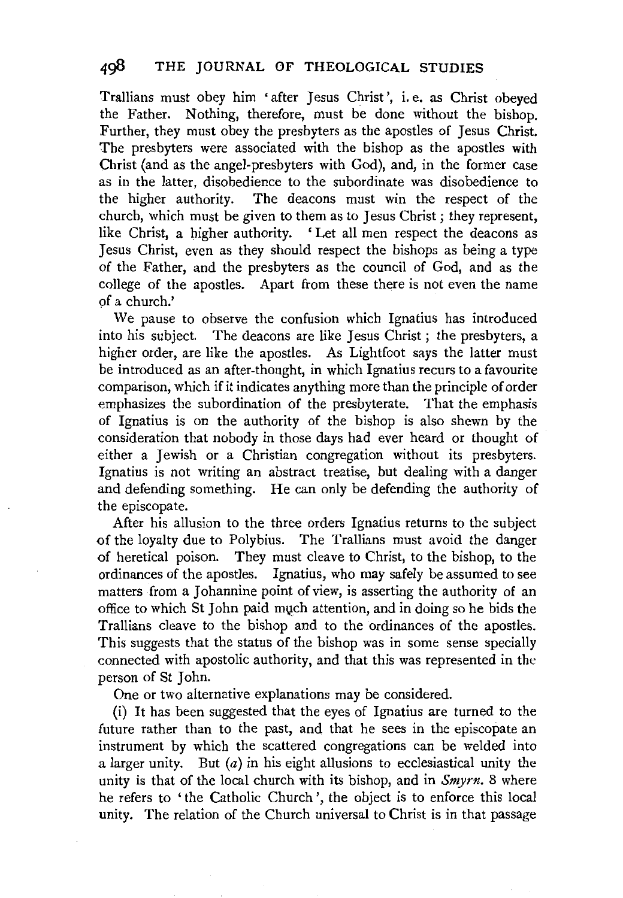Trallians must obey him 'after Jesus Christ', i.e. as Christ obeyed the Father. Nothing, therefore, must be done without the bishop. Further, they must obey the presbyters as the apostles of Jesus Christ. The presbyters were associated with the bishop as the apostles with Christ (and as the angel-presbyters with God), and, in the former case as in the latter, disobedience to the subordinate was disobedience to the higher authority. The deacons must win the respect of the church, which must be given to them as to Jesus Christ; they represent, like Christ, a higher authority. 'Let all men respect the deacons as Jesus Christ, even as they should respect the bishops as being a type of the Father, and the presbyters as the council of God, and as the college of the apostles. Apart from these there is not even the name of a church.'

We pause to observe the confusion which Ignatius has introduced into his subject. The deacons are like Jesus Christ; the presbyters, a higher order, are like the apostles. As Lightfoot says the latter must be introduced as an after-thought, in which Ignatius recurs to a favourite comparison, which if it indicates anything more than the principle of order emphasizes the subordination of the presbyterate. That the emphasis of Ignatius is on the authority of the bishop is also shewn by the consideration that nobody in those days had ever heard or thought of either a Jewish or a Christian congregation without its presbyters. Ignatius is not writing an abstract treatise, but dealing with a danger and defending something. He can only be defending the authority of the episcopate.

After his allusion to the three orders Ignatius returns to the subject of the loyalty due to Polybius. The Trallians must avoid the danger of heretical poison. They must cleave to Christ, to the bishop, to the ordinances of the apostles. Ignatius, who may safely be assumed to see matters from a Johannine point of view, is asserting the authority of an office to which St John paid much attention, and in doing so he bids the Trallians cleave to the bishop and to the ordinances of the apostles. This suggests that the status of the bishop was in some sense specially connected with apostolic authority, and that this was represented in the person of St John.

One or two alternative explanations may be considered.

(i) It has been suggested that the eyes of Ignatius are turned to the future rather than to the past, and that he sees in the episcopate an instrument by which the scattered congregations can be welded into a larger unity. But (*a*) in his eight allusions to ecclesiastical unity the unity is that of the local church with its bishop, and in *Smyrn.* 8 where he refers to 'the Catholic Church', the object is to enforce this local unity. The relation of the Church universal to Christ is in that passage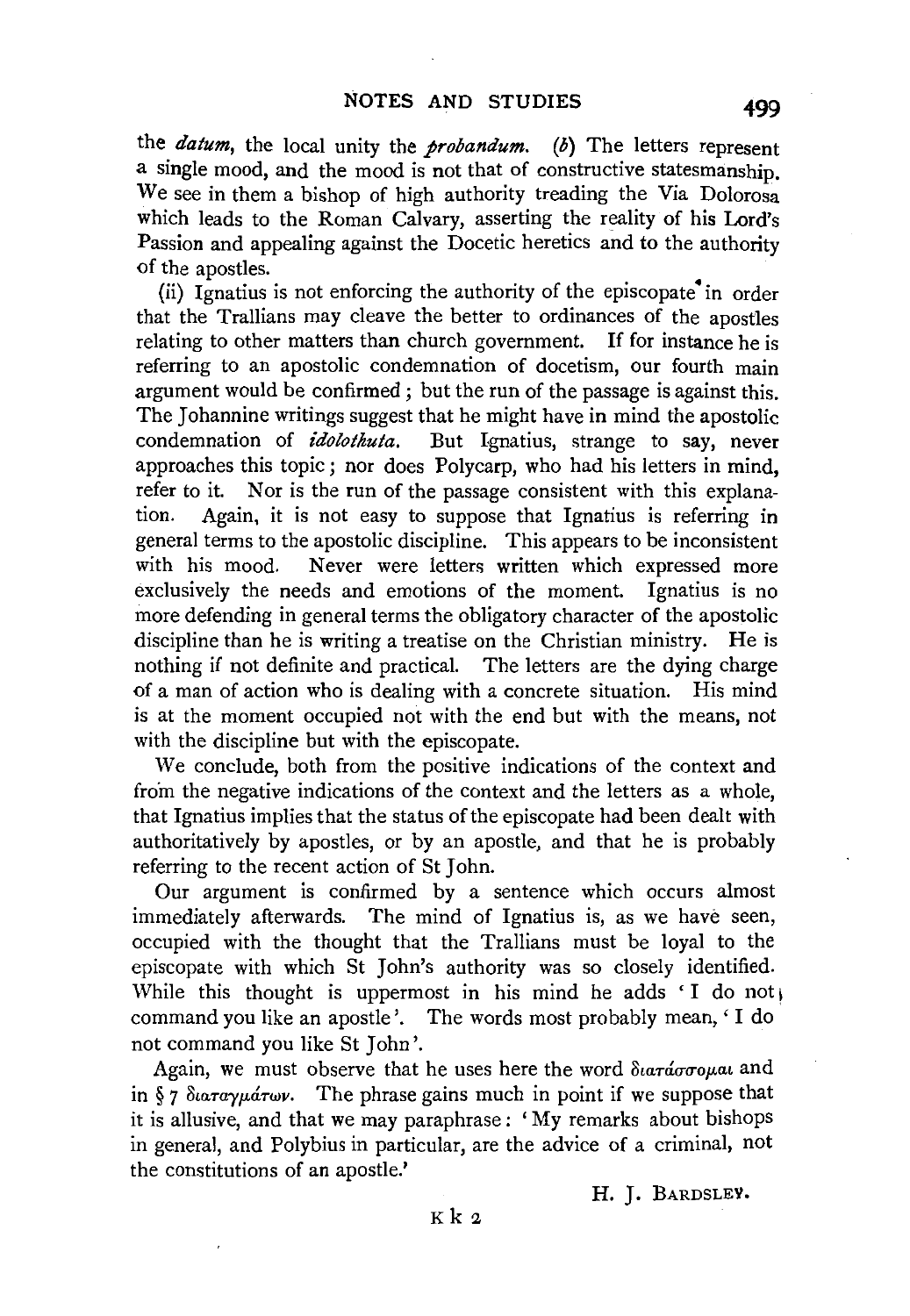the *datum*, the local unity the *probandum*. (*b*) The letters represent a single mood, and the mood is not that of constructive statesmanship. We see in them a bishop of high authority treading the Via Dolorosa which leads to the Roman Calvary, asserting the reality of his Lord's Passion and appealing against the Docetic heretics and to the authority of the apostles.

(ii) Ignatius is not enforcing the authority of the episcopate in order that the Trallians may cleave the better to ordinances of the apostles relating to other matters than church government. If for instance he is referring to an apostolic condemnation of docetism, our fourth main argument would be confirmed; but the run of the passage is against this. The Johannine writings suggest that he might have in mind the apostolic condemnation of *idolothuta*. But Ignatius, strange to say, never approaches this topic; nor does Polycarp, who had his letters in mind, refer to it. Nor is the run of the passage consistent with this explanation. Again, it is not easy to suppose that Ignatius is referring in general terms to the apostolic discipline. This appears to be inconsistent with his mood. Never were letters written which expressed more exclusively the needs and emotions of the moment. Ignatius is no more defending in general terms the obligatory character of the apostolic discipline than he is writing a treatise on the Christian ministry. He is nothing if not definite and practical. The letters are the dying charge of a man of action who is dealing with a concrete situation. His mind is at the moment occupied not with the end but with the means, not with the discipline but with the episcopate.

We conclude, both from the positive indications of the context and from the negative indications of the context and the letters as a whole, that Ignatius implies that the status of the episcopate had been dealt with authoritatively by apostles, or by an apostle, and that he is probably referring to the recent action of St John.

Our argument is confirmed by a sentence which occurs almost immediately afterwards. The mind of Ignatius is, as we have seen, occupied with the thought that the Trallians must be loyal to the episcopate with which St John's authority was so closely identified. While this thought is uppermost in his mind he adds 'I do not command you like an apostle'. The words most probably mean, 'I do not command you like St John'.

Again, we must observe that he uses here the word διατάσσομαι and in § 7 διαταγμάτων. The phrase gains much in point if we suppose that it is allusive, and that we may paraphrase: 'My remarks about bishops in general, and Polybius in particular, are the advice of a criminal, not the constitutions of an apostle.'

H. J. BARDSLEY.